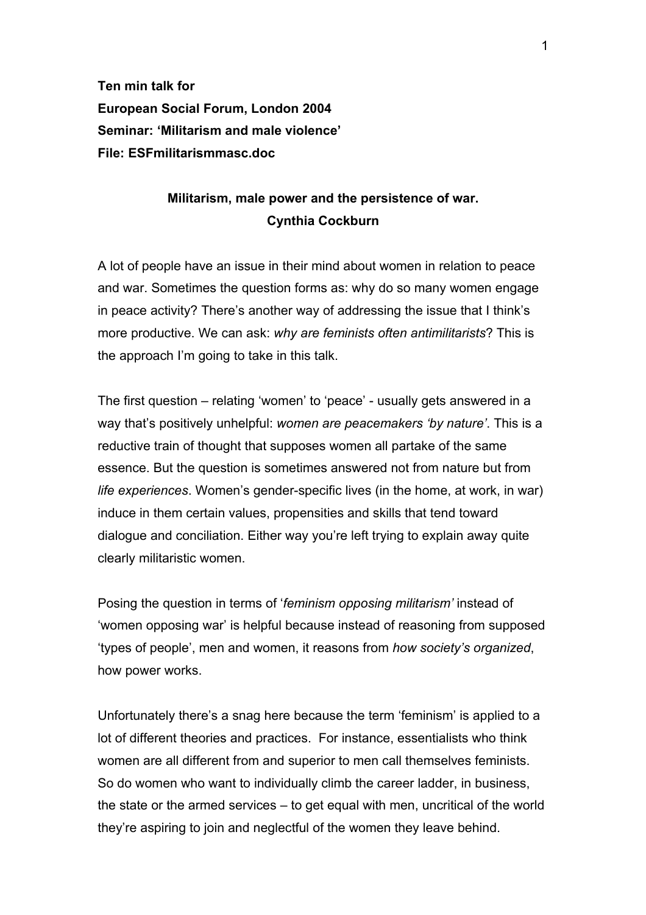**Ten min talk for**
**European Social Forum, London 2004**
**Seminar: 'Militarism and male violence'**
**File: ESFmilitarismmasc.doc**

## Militarism, male power and the persistence of war.
**Cynthia Cockburn**

A lot of people have an issue in their mind about women in relation to peace and war. Sometimes the question forms as: why do so many women engage in peace activity? There's another way of addressing the issue that I think's more productive. We can ask: *why are feminists often antimilitarists*? This is the approach I'm going to take in this talk.

The first question – relating 'women' to 'peace' - usually gets answered in a way that's positively unhelpful: *women are peacemakers 'by nature'*. This is a reductive train of thought that supposes women all partake of the same essence. But the question is sometimes answered not from nature but from *life experiences*. Women's gender-specific lives (in the home, at work, in war) induce in them certain values, propensities and skills that tend toward dialogue and conciliation. Either way you're left trying to explain away quite clearly militaristic women.

Posing the question in terms of '*feminism opposing militarism'* instead of 'women opposing war' is helpful because instead of reasoning from supposed 'types of people', men and women, it reasons from *how society's organized*, how power works.

Unfortunately there's a snag here because the term 'feminism' is applied to a lot of different theories and practices. For instance, essentialists who think women are all different from and superior to men call themselves feminists. So do women who want to individually climb the career ladder, in business, the state or the armed services – to get equal with men, uncritical of the world they're aspiring to join and neglectful of the women they leave behind.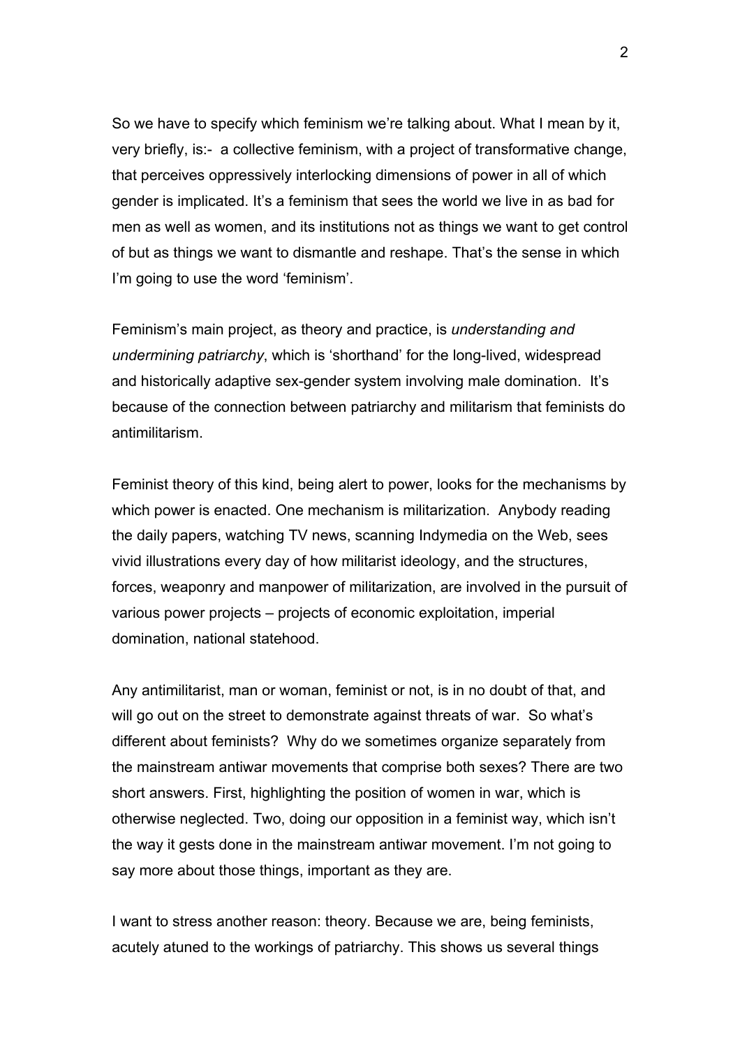So we have to specify which feminism we're talking about. What I mean by it, very briefly, is:-  a collective feminism, with a project of transformative change, that perceives oppressively interlocking dimensions of power in all of which gender is implicated. It's a feminism that sees the world we live in as bad for men as well as women, and its institutions not as things we want to get control of but as things we want to dismantle and reshape. That's the sense in which I'm going to use the word 'feminism'.

Feminism's main project, as theory and practice, is *understanding and undermining patriarchy*, which is 'shorthand' for the long-lived, widespread and historically adaptive sex-gender system involving male domination.  It's because of the connection between patriarchy and militarism that feminists do antimilitarism.

Feminist theory of this kind, being alert to power, looks for the mechanisms by which power is enacted. One mechanism is militarization.  Anybody reading the daily papers, watching TV news, scanning Indymedia on the Web, sees vivid illustrations every day of how militarist ideology, and the structures, forces, weaponry and manpower of militarization, are involved in the pursuit of various power projects – projects of economic exploitation, imperial domination, national statehood.

Any antimilitarist, man or woman, feminist or not, is in no doubt of that, and will go out on the street to demonstrate against threats of war.  So what's different about feminists?  Why do we sometimes organize separately from the mainstream antiwar movements that comprise both sexes? There are two short answers. First, highlighting the position of women in war, which is otherwise neglected. Two, doing our opposition in a feminist way, which isn't the way it gests done in the mainstream antiwar movement. I'm not going to say more about those things, important as they are.

I want to stress another reason: theory. Because we are, being feminists, acutely atuned to the workings of patriarchy. This shows us several things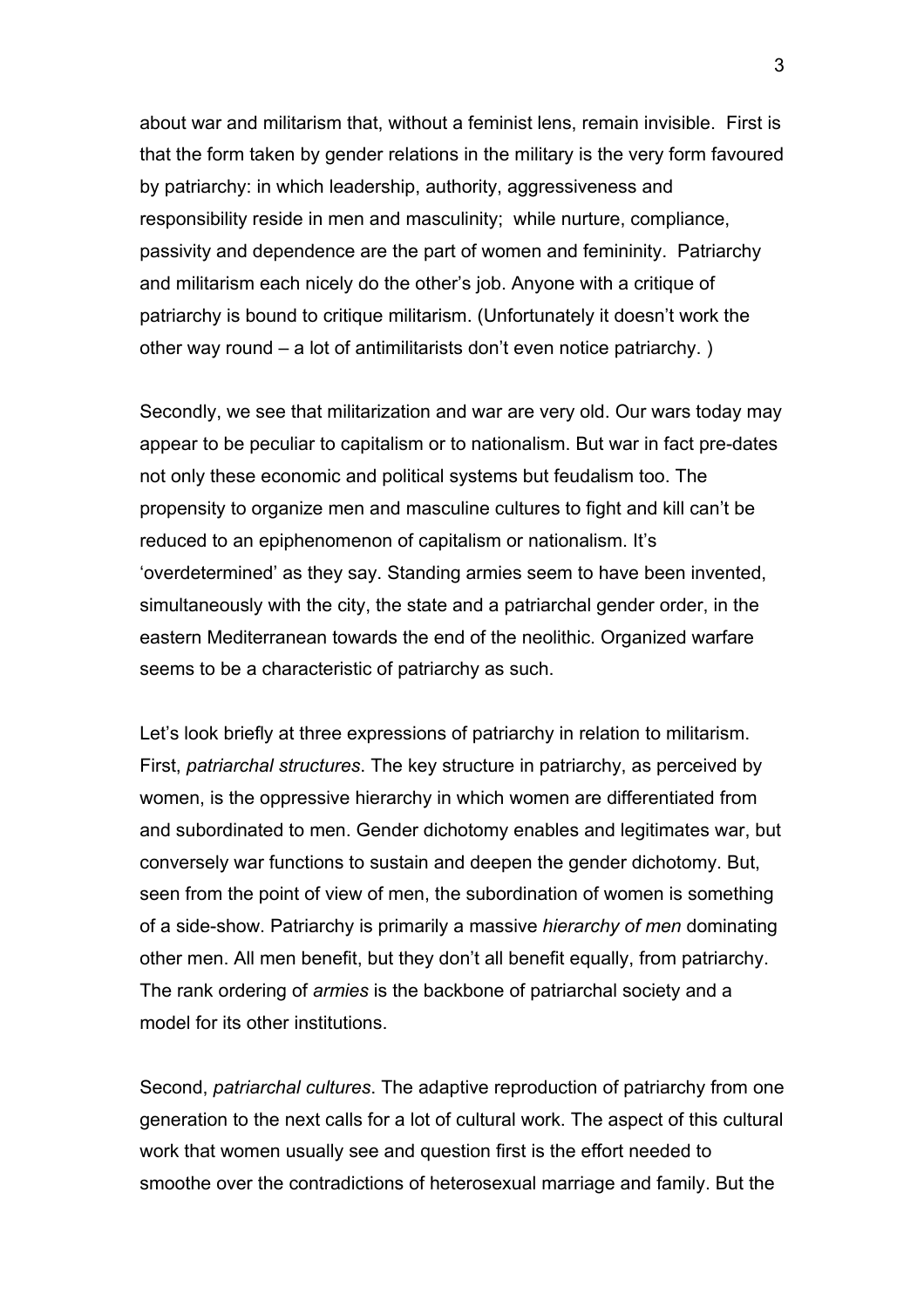about war and militarism that, without a feminist lens, remain invisible. First is that the form taken by gender relations in the military is the very form favoured by patriarchy: in which leadership, authority, aggressiveness and responsibility reside in men and masculinity; while nurture, compliance, passivity and dependence are the part of women and femininity. Patriarchy and militarism each nicely do the other's job. Anyone with a critique of patriarchy is bound to critique militarism. (Unfortunately it doesn't work the other way round – a lot of antimilitarists don't even notice patriarchy. )

Secondly, we see that militarization and war are very old. Our wars today may appear to be peculiar to capitalism or to nationalism. But war in fact pre-dates not only these economic and political systems but feudalism too. The propensity to organize men and masculine cultures to fight and kill can't be reduced to an epiphenomenon of capitalism or nationalism. It's 'overdetermined' as they say. Standing armies seem to have been invented, simultaneously with the city, the state and a patriarchal gender order, in the eastern Mediterranean towards the end of the neolithic. Organized warfare seems to be a characteristic of patriarchy as such.

Let's look briefly at three expressions of patriarchy in relation to militarism. First, *patriarchal structures*. The key structure in patriarchy, as perceived by women, is the oppressive hierarchy in which women are differentiated from and subordinated to men. Gender dichotomy enables and legitimates war, but conversely war functions to sustain and deepen the gender dichotomy. But, seen from the point of view of men, the subordination of women is something of a side-show. Patriarchy is primarily a massive *hierarchy of men* dominating other men. All men benefit, but they don't all benefit equally, from patriarchy. The rank ordering of *armies* is the backbone of patriarchal society and a model for its other institutions.

Second, *patriarchal cultures*. The adaptive reproduction of patriarchy from one generation to the next calls for a lot of cultural work. The aspect of this cultural work that women usually see and question first is the effort needed to smoothe over the contradictions of heterosexual marriage and family. But the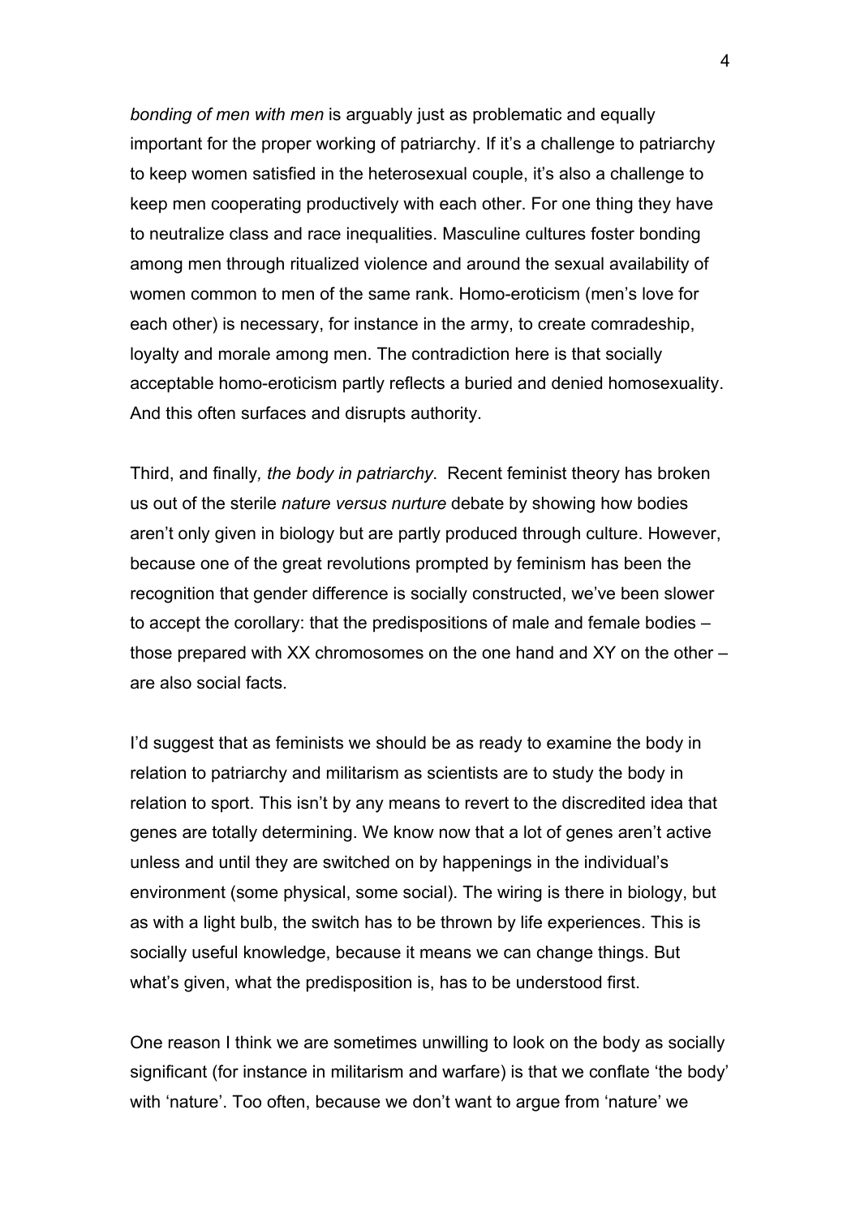*bonding of men with men* is arguably just as problematic and equally important for the proper working of patriarchy. If it's a challenge to patriarchy to keep women satisfied in the heterosexual couple, it's also a challenge to keep men cooperating productively with each other. For one thing they have to neutralize class and race inequalities. Masculine cultures foster bonding among men through ritualized violence and around the sexual availability of women common to men of the same rank. Homo-eroticism (men's love for each other) is necessary, for instance in the army, to create comradeship, loyalty and morale among men. The contradiction here is that socially acceptable homo-eroticism partly reflects a buried and denied homosexuality. And this often surfaces and disrupts authority.

Third, and finally*, the body in patriarchy*. Recent feminist theory has broken us out of the sterile *nature versus nurture* debate by showing how bodies aren't only given in biology but are partly produced through culture. However, because one of the great revolutions prompted by feminism has been the recognition that gender difference is socially constructed, we've been slower to accept the corollary: that the predispositions of male and female bodies – those prepared with XX chromosomes on the one hand and XY on the other – are also social facts.

I'd suggest that as feminists we should be as ready to examine the body in relation to patriarchy and militarism as scientists are to study the body in relation to sport. This isn't by any means to revert to the discredited idea that genes are totally determining. We know now that a lot of genes aren't active unless and until they are switched on by happenings in the individual's environment (some physical, some social). The wiring is there in biology, but as with a light bulb, the switch has to be thrown by life experiences. This is socially useful knowledge, because it means we can change things. But what's given, what the predisposition is, has to be understood first.

One reason I think we are sometimes unwilling to look on the body as socially significant (for instance in militarism and warfare) is that we conflate 'the body' with 'nature'. Too often, because we don't want to argue from 'nature' we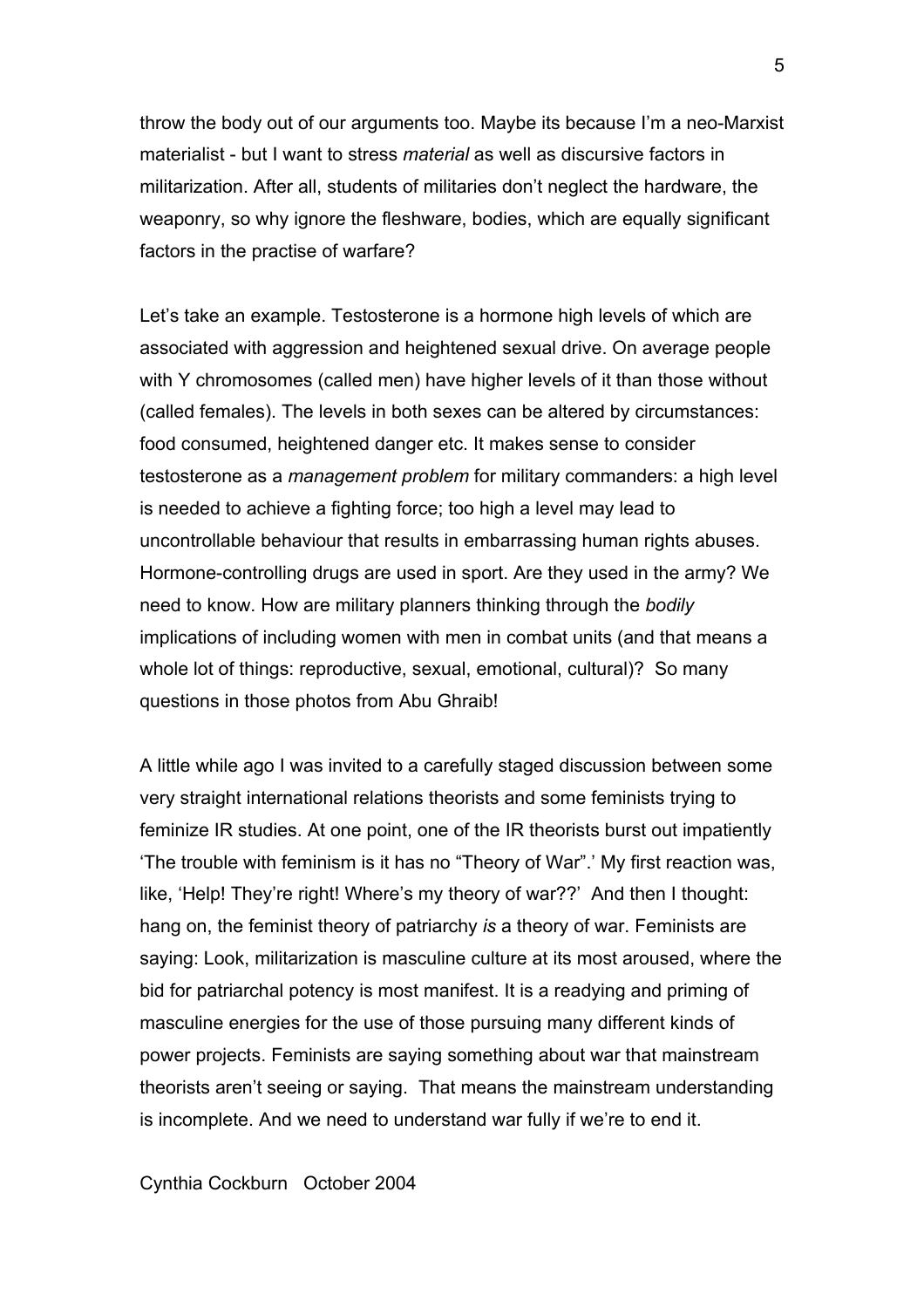throw the body out of our arguments too. Maybe its because I'm a neo-Marxist materialist - but I want to stress *material* as well as discursive factors in militarization. After all, students of militaries don't neglect the hardware, the weaponry, so why ignore the fleshware, bodies, which are equally significant factors in the practise of warfare?

Let's take an example. Testosterone is a hormone high levels of which are associated with aggression and heightened sexual drive. On average people with Y chromosomes (called men) have higher levels of it than those without (called females). The levels in both sexes can be altered by circumstances: food consumed, heightened danger etc. It makes sense to consider testosterone as a *management problem* for military commanders: a high level is needed to achieve a fighting force; too high a level may lead to uncontrollable behaviour that results in embarrassing human rights abuses. Hormone-controlling drugs are used in sport. Are they used in the army? We need to know. How are military planners thinking through the *bodily* implications of including women with men in combat units (and that means a whole lot of things: reproductive, sexual, emotional, cultural)? So many questions in those photos from Abu Ghraib!

A little while ago I was invited to a carefully staged discussion between some very straight international relations theorists and some feminists trying to feminize IR studies. At one point, one of the IR theorists burst out impatiently 'The trouble with feminism is it has no "Theory of War".' My first reaction was, like, 'Help! They're right! Where's my theory of war??' And then I thought: hang on, the feminist theory of patriarchy *is* a theory of war. Feminists are saying: Look, militarization is masculine culture at its most aroused, where the bid for patriarchal potency is most manifest. It is a readying and priming of masculine energies for the use of those pursuing many different kinds of power projects. Feminists are saying something about war that mainstream theorists aren't seeing or saying. That means the mainstream understanding is incomplete. And we need to understand war fully if we're to end it.

Cynthia Cockburn October 2004